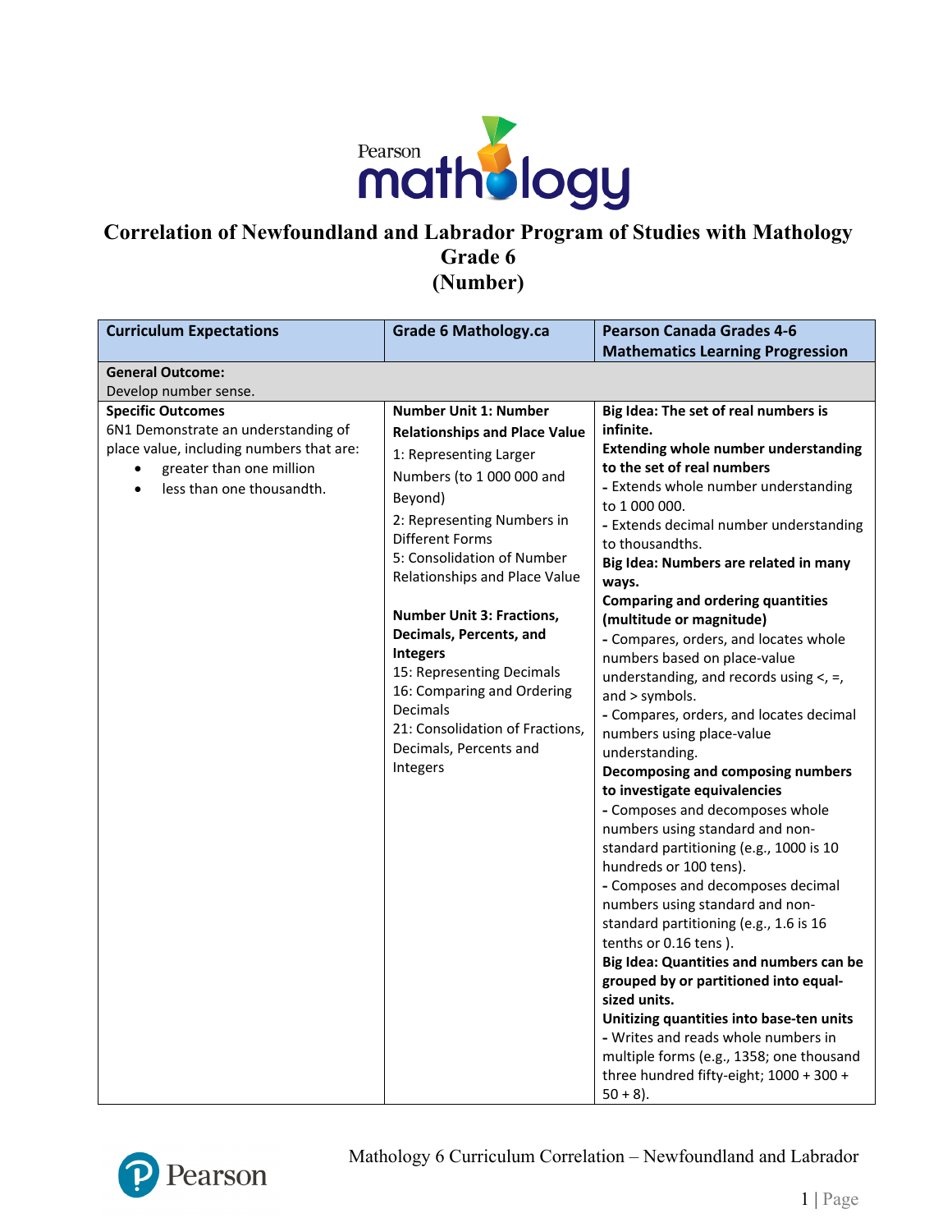# Correlation of Newfoundland and Labrador Program of Studies with Mathology Grade 6 (Number)

| Curriculum Expectations | Grade 6 Mathology.ca | Pearson Canada Grades 4-6 Mathematics Learning Progression |
|---|---|---|
| **General Outcome:** Develop number sense. | | |
| **Specific Outcomes**<br>6N1 Demonstrate an understanding of place value, including numbers that are:<br>• greater than one million<br>• less than one thousandth. | **Number Unit 1: Number Relationships and Place Value**<br>1: Representing Larger Numbers (to 1 000 000 and Beyond)<br>2: Representing Numbers in Different Forms<br>5: Consolidation of Number Relationships and Place Value<br><br>**Number Unit 3: Fractions, Decimals, Percents, and Integers**<br>15: Representing Decimals<br>16: Comparing and Ordering Decimals<br>21: Consolidation of Fractions, Decimals, Percents and Integers | **Big Idea: The set of real numbers is infinite.**<br>**Extending whole number understanding to the set of real numbers**<br>- Extends whole number understanding to 1 000 000.<br>- Extends decimal number understanding to thousandths.<br>**Big Idea: Numbers are related in many ways.**<br>**Comparing and ordering quantities (multitude or magnitude)**<br>- Compares, orders, and locates whole numbers based on place-value understanding, and records using <, =, and > symbols.<br>- Compares, orders, and locates decimal numbers using place-value understanding.<br>**Decomposing and composing numbers to investigate equivalencies**<br>- Composes and decomposes whole numbers using standard and non-standard partitioning (e.g., 1000 is 10 hundreds or 100 tens).<br>- Composes and decomposes decimal numbers using standard and non-standard partitioning (e.g., 1.6 is 16 tenths or 0.16 tens ).<br>**Big Idea: Quantities and numbers can be grouped by or partitioned into equal-sized units.**<br>**Unitizing quantities into base-ten units**<br>- Writes and reads whole numbers in multiple forms (e.g., 1358; one thousand three hundred fifty-eight; 1000 + 300 + 50 + 8). |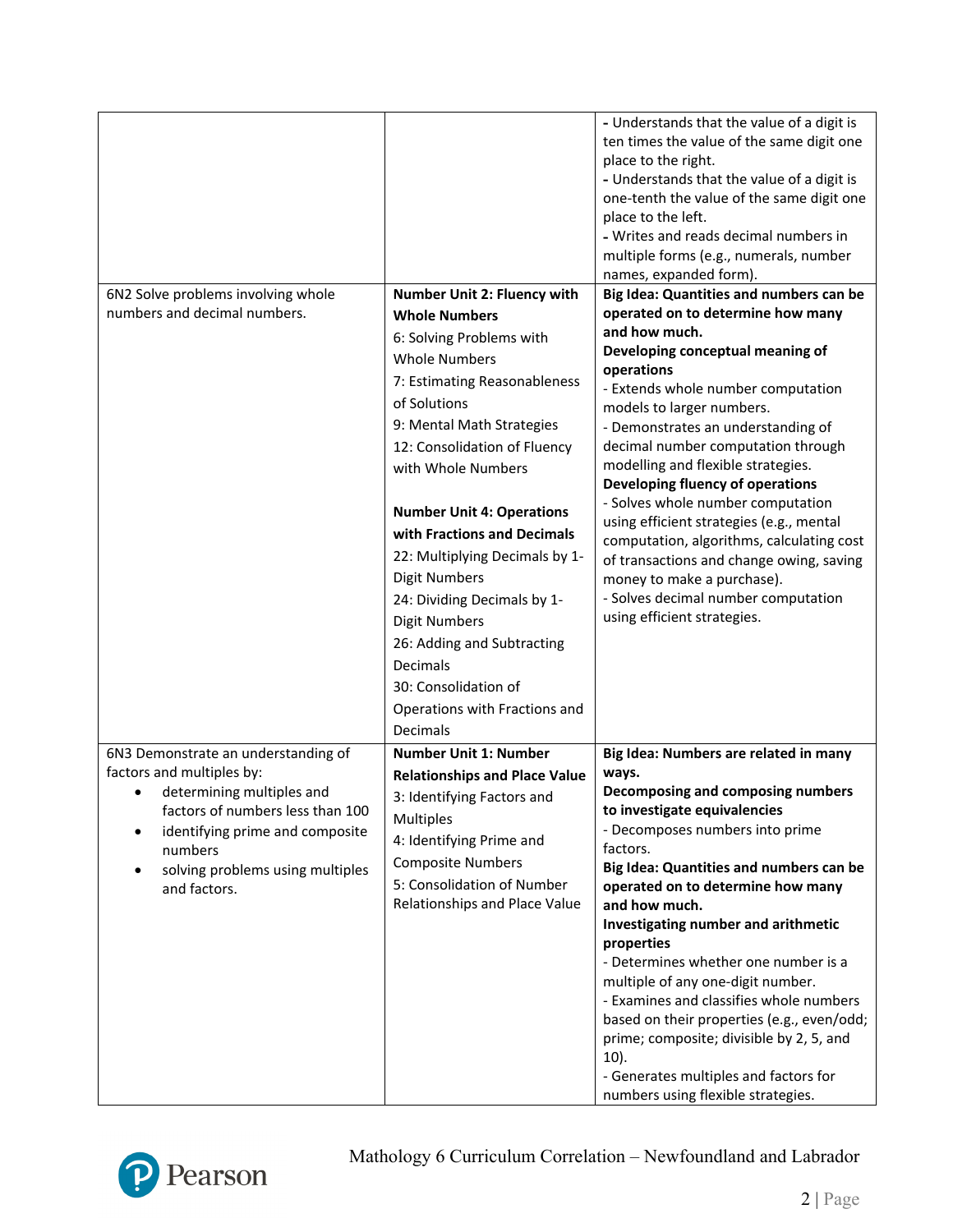| | | |
|---|---|---|
| | | - Understands that the value of a digit is ten times the value of the same digit one place to the right.<br>- Understands that the value of a digit is one-tenth the value of the same digit one place to the left.<br>- Writes and reads decimal numbers in multiple forms (e.g., numerals, number names, expanded form). |
| 6N2 Solve problems involving whole numbers and decimal numbers. | **Number Unit 2: Fluency with Whole Numbers**<br>6: Solving Problems with Whole Numbers<br>7: Estimating Reasonableness of Solutions<br>9: Mental Math Strategies<br>12: Consolidation of Fluency with Whole Numbers<br><br>**Number Unit 4: Operations with Fractions and Decimals**<br>22: Multiplying Decimals by 1-Digit Numbers<br>24: Dividing Decimals by 1-Digit Numbers<br>26: Adding and Subtracting Decimals<br>30: Consolidation of Operations with Fractions and Decimals | **Big Idea: Quantities and numbers can be operated on to determine how many and how much.**<br>**Developing conceptual meaning of operations**<br>- Extends whole number computation models to larger numbers.<br>- Demonstrates an understanding of decimal number computation through modelling and flexible strategies.<br>**Developing fluency of operations**<br>- Solves whole number computation using efficient strategies (e.g., mental computation, algorithms, calculating cost of transactions and change owing, saving money to make a purchase).<br>- Solves decimal number computation using efficient strategies. |
| 6N3 Demonstrate an understanding of factors and multiples by:<br>• determining multiples and factors of numbers less than 100<br>• identifying prime and composite numbers<br>• solving problems using multiples and factors. | **Number Unit 1: Number Relationships and Place Value**<br>3: Identifying Factors and Multiples<br>4: Identifying Prime and Composite Numbers<br>5: Consolidation of Number Relationships and Place Value | **Big Idea: Numbers are related in many ways.**<br>**Decomposing and composing numbers to investigate equivalencies**<br>- Decomposes numbers into prime factors.<br>**Big Idea: Quantities and numbers can be operated on to determine how many and how much.**<br>**Investigating number and arithmetic properties**<br>- Determines whether one number is a multiple of any one-digit number.<br>- Examines and classifies whole numbers based on their properties (e.g., even/odd; prime; composite; divisible by 2, 5, and 10).<br>- Generates multiples and factors for numbers using flexible strategies. |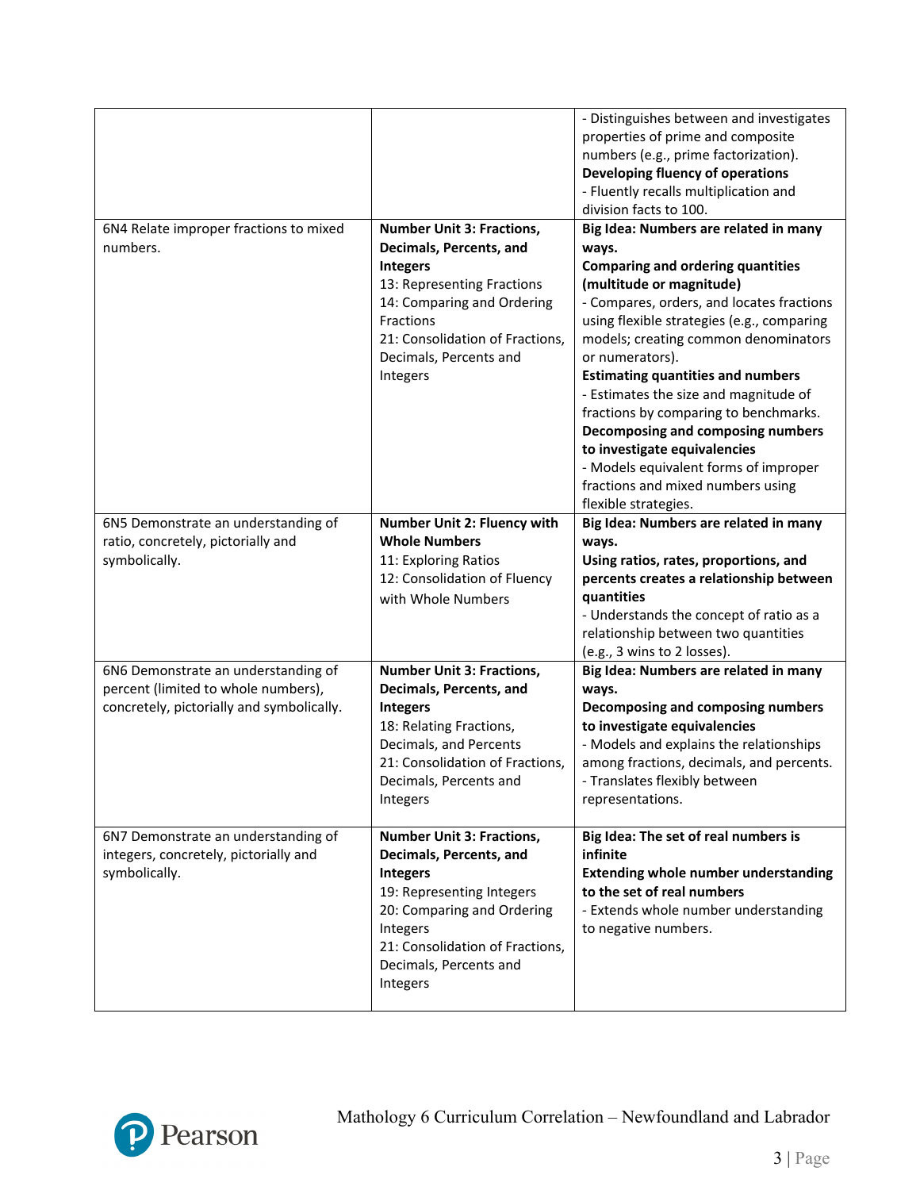| | | |
|---|---|---|
| | | - Distinguishes between and investigates properties of prime and composite numbers (e.g., prime factorization).<br>**Developing fluency of operations**<br>- Fluently recalls multiplication and division facts to 100. |
| 6N4 Relate improper fractions to mixed numbers. | **Number Unit 3: Fractions, Decimals, Percents, and Integers**<br>13: Representing Fractions<br>14: Comparing and Ordering Fractions<br>21: Consolidation of Fractions, Decimals, Percents and Integers | **Big Idea: Numbers are related in many ways.**<br>**Comparing and ordering quantities (multitude or magnitude)**<br>- Compares, orders, and locates fractions using flexible strategies (e.g., comparing models; creating common denominators or numerators).<br>**Estimating quantities and numbers**<br>- Estimates the size and magnitude of fractions by comparing to benchmarks.<br>**Decomposing and composing numbers to investigate equivalencies**<br>- Models equivalent forms of improper fractions and mixed numbers using flexible strategies. |
| 6N5 Demonstrate an understanding of ratio, concretely, pictorially and symbolically. | **Number Unit 2: Fluency with Whole Numbers**<br>11: Exploring Ratios<br>12: Consolidation of Fluency with Whole Numbers | **Big Idea: Numbers are related in many ways.**<br>**Using ratios, rates, proportions, and percents creates a relationship between quantities**<br>- Understands the concept of ratio as a relationship between two quantities (e.g., 3 wins to 2 losses). |
| 6N6 Demonstrate an understanding of percent (limited to whole numbers), concretely, pictorially and symbolically. | **Number Unit 3: Fractions, Decimals, Percents, and Integers**<br>18: Relating Fractions, Decimals, and Percents<br>21: Consolidation of Fractions, Decimals, Percents and Integers | **Big Idea: Numbers are related in many ways.**<br>**Decomposing and composing numbers to investigate equivalencies**<br>- Models and explains the relationships among fractions, decimals, and percents.<br>- Translates flexibly between representations. |
| 6N7 Demonstrate an understanding of integers, concretely, pictorially and symbolically. | **Number Unit 3: Fractions, Decimals, Percents, and Integers**<br>19: Representing Integers<br>20: Comparing and Ordering Integers<br>21: Consolidation of Fractions, Decimals, Percents and Integers | **Big Idea: The set of real numbers is infinite**<br>**Extending whole number understanding to the set of real numbers**<br>- Extends whole number understanding to negative numbers. |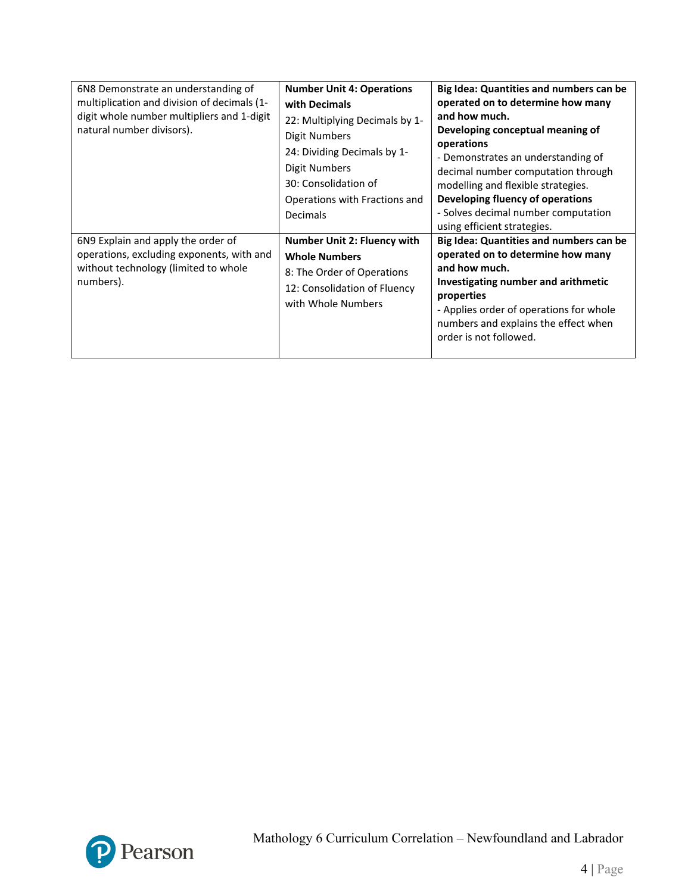| | | |
|---|---|---|
| 6N8 Demonstrate an understanding of multiplication and division of decimals (1-digit whole number multipliers and 1-digit natural number divisors). | **Number Unit 4: Operations with Decimals**<br>22: Multiplying Decimals by 1-Digit Numbers<br>24: Dividing Decimals by 1-Digit Numbers<br>30: Consolidation of Operations with Fractions and Decimals | **Big Idea: Quantities and numbers can be operated on to determine how many and how much.**<br>**Developing conceptual meaning of operations**<br>- Demonstrates an understanding of decimal number computation through modelling and flexible strategies.<br>**Developing fluency of operations**<br>- Solves decimal number computation using efficient strategies. |
| 6N9 Explain and apply the order of operations, excluding exponents, with and without technology (limited to whole numbers). | **Number Unit 2: Fluency with Whole Numbers**<br>8: The Order of Operations<br>12: Consolidation of Fluency with Whole Numbers | **Big Idea: Quantities and numbers can be operated on to determine how many and how much.**<br>**Investigating number and arithmetic properties**<br>- Applies order of operations for whole numbers and explains the effect when order is not followed. |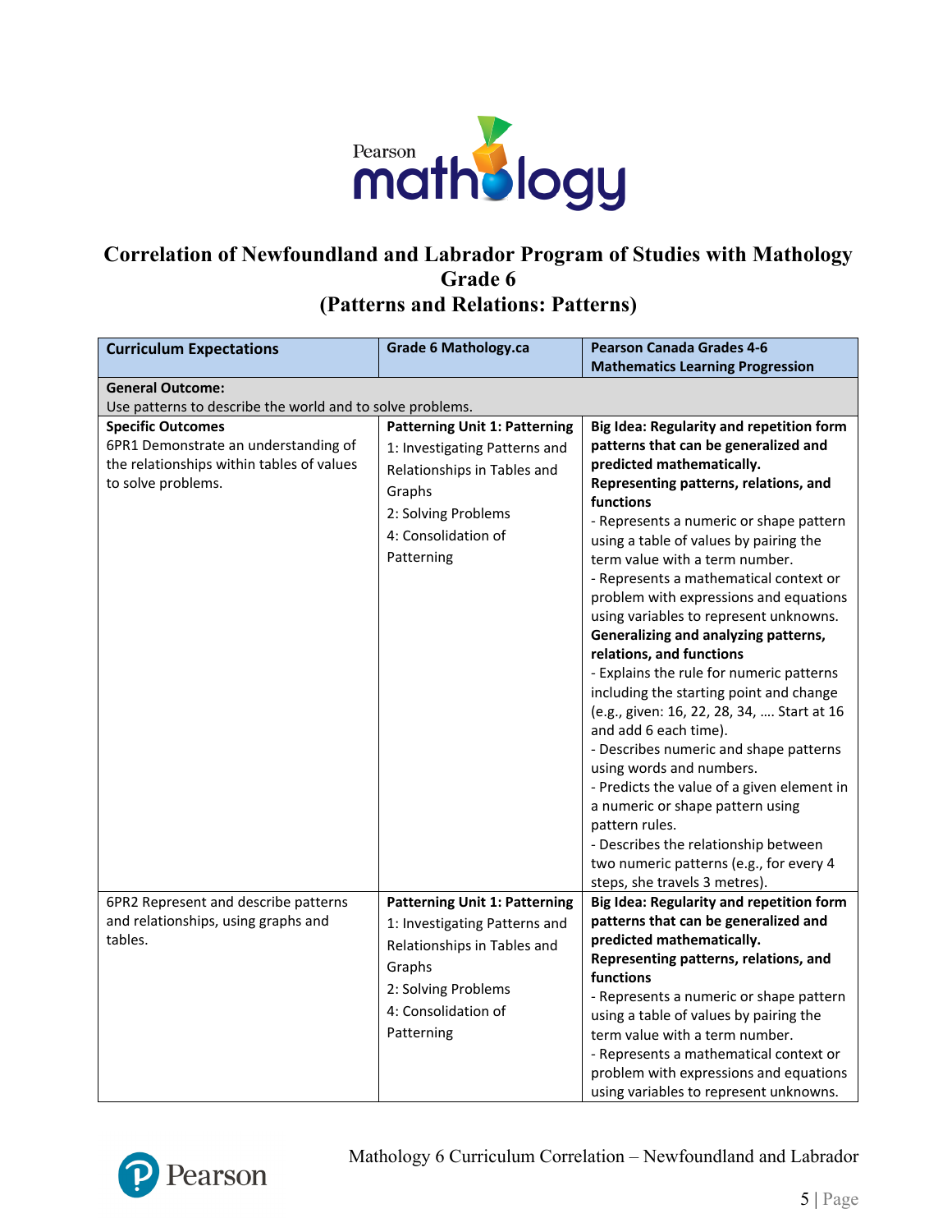# Correlation of Newfoundland and Labrador Program of Studies with Mathology Grade 6 (Patterns and Relations: Patterns)

| Curriculum Expectations | Grade 6 Mathology.ca | Pearson Canada Grades 4-6 Mathematics Learning Progression |
|---|---|---|
| **General Outcome:**<br>Use patterns to describe the world and to solve problems. | | |
| **Specific Outcomes**<br>6PR1 Demonstrate an understanding of the relationships within tables of values to solve problems. | **Patterning Unit 1: Patterning**<br>1: Investigating Patterns and Relationships in Tables and Graphs<br>2: Solving Problems<br>4: Consolidation of Patterning | **Big Idea: Regularity and repetition form patterns that can be generalized and predicted mathematically.**<br>**Representing patterns, relations, and functions**<br>- Represents a numeric or shape pattern using a table of values by pairing the term value with a term number.<br>- Represents a mathematical context or problem with expressions and equations using variables to represent unknowns.<br>**Generalizing and analyzing patterns, relations, and functions**<br>- Explains the rule for numeric patterns including the starting point and change (e.g., given: 16, 22, 28, 34, …. Start at 16 and add 6 each time).<br>- Describes numeric and shape patterns using words and numbers.<br>- Predicts the value of a given element in a numeric or shape pattern using pattern rules.<br>- Describes the relationship between two numeric patterns (e.g., for every 4 steps, she travels 3 metres). |
| 6PR2 Represent and describe patterns and relationships, using graphs and tables. | **Patterning Unit 1: Patterning**<br>1: Investigating Patterns and Relationships in Tables and Graphs<br>2: Solving Problems<br>4: Consolidation of Patterning | **Big Idea: Regularity and repetition form patterns that can be generalized and predicted mathematically.**<br>**Representing patterns, relations, and functions**<br>- Represents a numeric or shape pattern using a table of values by pairing the term value with a term number.<br>- Represents a mathematical context or problem with expressions and equations using variables to represent unknowns. |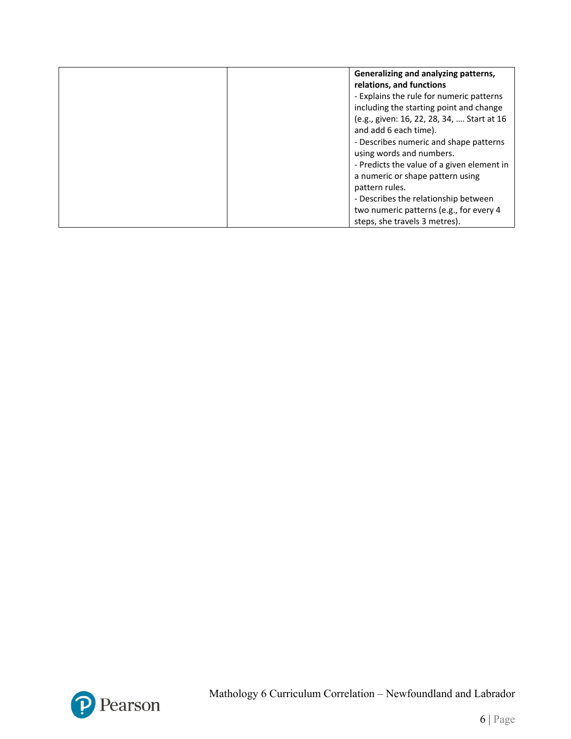| | | |
|---|---|---|
| | | **Generalizing and analyzing patterns, relations, and functions**<br>- Explains the rule for numeric patterns including the starting point and change (e.g., given: 16, 22, 28, 34, …. Start at 16 and add 6 each time).<br>- Describes numeric and shape patterns using words and numbers.<br>- Predicts the value of a given element in a numeric or shape pattern using pattern rules.<br>- Describes the relationship between two numeric patterns (e.g., for every 4 steps, she travels 3 metres). |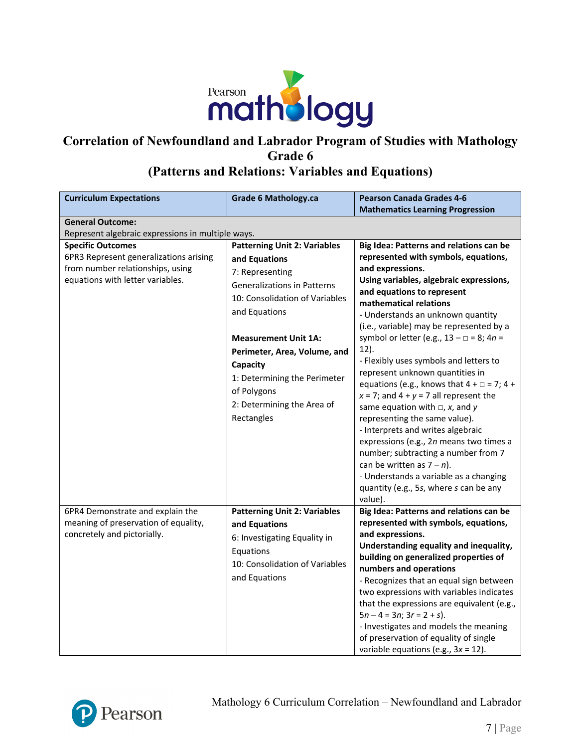# Correlation of Newfoundland and Labrador Program of Studies with Mathology Grade 6 (Patterns and Relations: Variables and Equations)

| Curriculum Expectations | Grade 6 Mathology.ca | Pearson Canada Grades 4-6 Mathematics Learning Progression |
|---|---|---|
| **General Outcome:** Represent algebraic expressions in multiple ways. | | |
| **Specific Outcomes**<br>6PR3 Represent generalizations arising from number relationships, using equations with letter variables. | **Patterning Unit 2: Variables and Equations**<br>7: Representing Generalizations in Patterns<br>10: Consolidation of Variables and Equations<br><br>**Measurement Unit 1A: Perimeter, Area, Volume, and Capacity**<br>1: Determining the Perimeter of Polygons<br>2: Determining the Area of Rectangles | **Big Idea: Patterns and relations can be represented with symbols, equations, and expressions.**<br>**Using variables, algebraic expressions, and equations to represent mathematical relations**<br>- Understands an unknown quantity (i.e., variable) may be represented by a symbol or letter (e.g., $13 - \square = 8$; $4n = 12$).<br>- Flexibly uses symbols and letters to represent unknown quantities in equations (e.g., knows that $4 + \square = 7$; $4 + x = 7$; and $4 + y = 7$ all represent the same equation with $\square$, $x$, and $y$ representing the same value).<br>- Interprets and writes algebraic expressions (e.g., $2n$ means two times a number; subtracting a number from 7 can be written as $7 - n$).<br>- Understands a variable as a changing quantity (e.g., $5s$, where $s$ can be any value). |
| 6PR4 Demonstrate and explain the meaning of preservation of equality, concretely and pictorially. | **Patterning Unit 2: Variables and Equations**<br>6: Investigating Equality in Equations<br>10: Consolidation of Variables and Equations | **Big Idea: Patterns and relations can be represented with symbols, equations, and expressions.**<br>**Understanding equality and inequality, building on generalized properties of numbers and operations**<br>- Recognizes that an equal sign between two expressions with variables indicates that the expressions are equivalent (e.g., $5n - 4 = 3n$; $3r = 2 + s$).<br>- Investigates and models the meaning of preservation of equality of single variable equations (e.g., $3x = 12$). |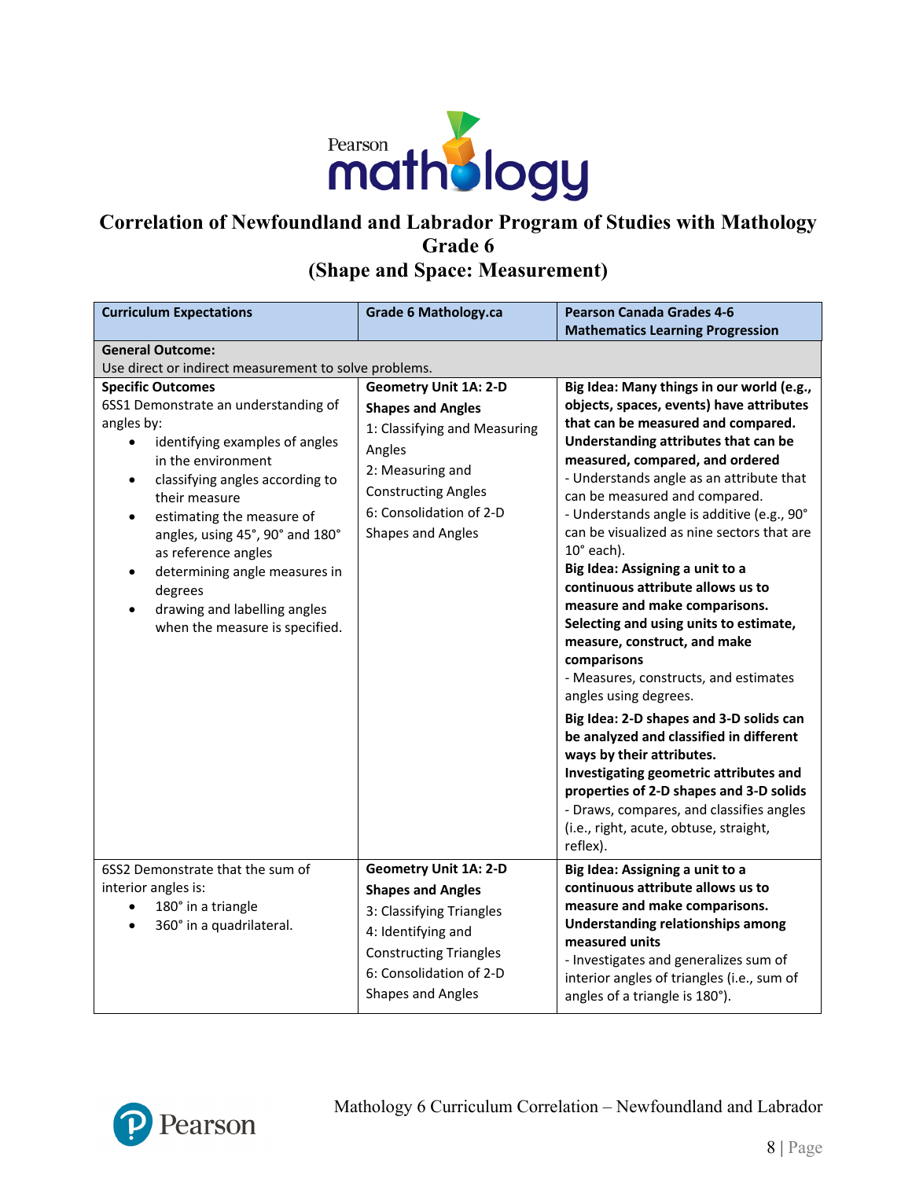# Correlation of Newfoundland and Labrador Program of Studies with Mathology Grade 6 (Shape and Space: Measurement)

| Curriculum Expectations | Grade 6 Mathology.ca | Pearson Canada Grades 4-6 Mathematics Learning Progression |
|---|---|---|
| **General Outcome:** Use direct or indirect measurement to solve problems. | | |
| **Specific Outcomes**<br>6SS1 Demonstrate an understanding of angles by:<br>• identifying examples of angles in the environment<br>• classifying angles according to their measure<br>• estimating the measure of angles, using 45°, 90° and 180° as reference angles<br>• determining angle measures in degrees<br>• drawing and labelling angles when the measure is specified. | **Geometry Unit 1A: 2-D Shapes and Angles**<br>1: Classifying and Measuring Angles<br>2: Measuring and Constructing Angles<br>6: Consolidation of 2-D Shapes and Angles | **Big Idea: Many things in our world (e.g., objects, spaces, events) have attributes that can be measured and compared. Understanding attributes that can be measured, compared, and ordered**<br>- Understands angle as an attribute that can be measured and compared.<br>- Understands angle is additive (e.g., 90° can be visualized as nine sectors that are 10° each).<br>**Big Idea: Assigning a unit to a continuous attribute allows us to measure and make comparisons. Selecting and using units to estimate, measure, construct, and make comparisons**<br>- Measures, constructs, and estimates angles using degrees.<br>**Big Idea: 2-D shapes and 3-D solids can be analyzed and classified in different ways by their attributes. Investigating geometric attributes and properties of 2-D shapes and 3-D solids**<br>- Draws, compares, and classifies angles (i.e., right, acute, obtuse, straight, reflex). |
| 6SS2 Demonstrate that the sum of interior angles is:<br>• 180° in a triangle<br>• 360° in a quadrilateral. | **Geometry Unit 1A: 2-D Shapes and Angles**<br>3: Classifying Triangles<br>4: Identifying and Constructing Triangles<br>6: Consolidation of 2-D Shapes and Angles | **Big Idea: Assigning a unit to a continuous attribute allows us to measure and make comparisons. Understanding relationships among measured units**<br>- Investigates and generalizes sum of interior angles of triangles (i.e., sum of angles of a triangle is 180°). |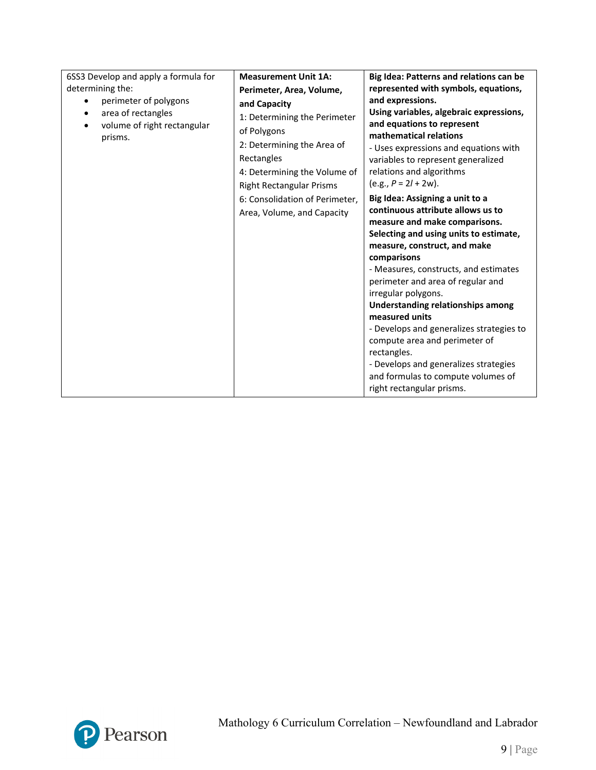| | | |
|---|---|---|
| 6SS3 Develop and apply a formula for determining the:<br>• perimeter of polygons<br>• area of rectangles<br>• volume of right rectangular prisms. | **Measurement Unit 1A: Perimeter, Area, Volume, and Capacity**<br>1: Determining the Perimeter of Polygons<br>2: Determining the Area of Rectangles<br>4: Determining the Volume of Right Rectangular Prisms<br>6: Consolidation of Perimeter, Area, Volume, and Capacity | **Big Idea: Patterns and relations can be represented with symbols, equations, and expressions.**<br>**Using variables, algebraic expressions, and equations to represent mathematical relations**<br>- Uses expressions and equations with variables to represent generalized relations and algorithms (e.g., $P = 2l + 2w$).<br>**Big Idea: Assigning a unit to a continuous attribute allows us to measure and make comparisons.**<br>**Selecting and using units to estimate, measure, construct, and make comparisons**<br>- Measures, constructs, and estimates perimeter and area of regular and irregular polygons.<br>**Understanding relationships among measured units**<br>- Develops and generalizes strategies to compute area and perimeter of rectangles.<br>- Develops and generalizes strategies and formulas to compute volumes of right rectangular prisms. |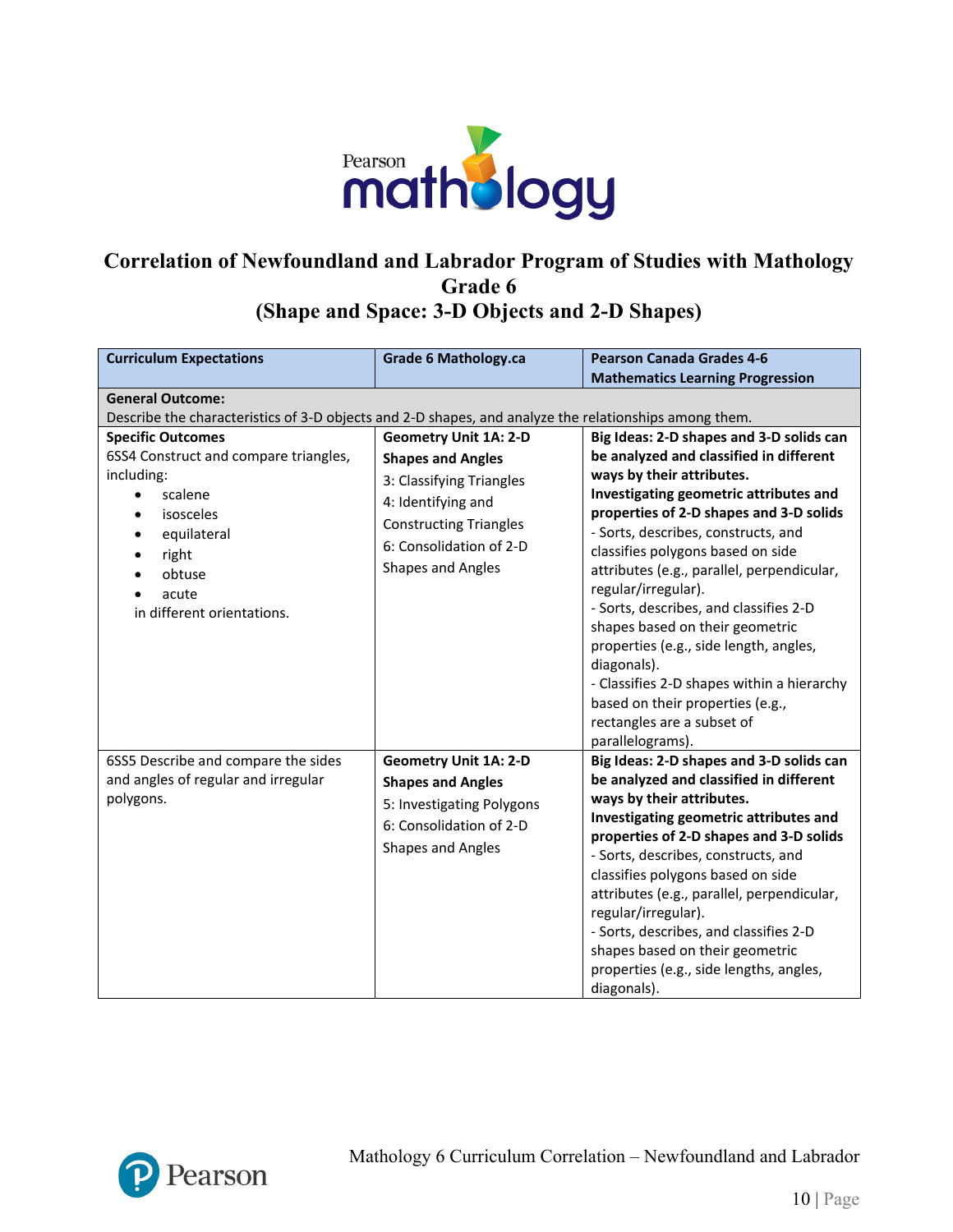# Correlation of Newfoundland and Labrador Program of Studies with Mathology Grade 6 (Shape and Space: 3-D Objects and 2-D Shapes)

| Curriculum Expectations | Grade 6 Mathology.ca | Pearson Canada Grades 4-6 Mathematics Learning Progression |
|---|---|---|
| **General Outcome:** Describe the characteristics of 3-D objects and 2-D shapes, and analyze the relationships among them. | | |
| **Specific Outcomes** 6SS4 Construct and compare triangles, including: <br>• scalene <br>• isosceles <br>• equilateral <br>• right <br>• obtuse <br>• acute <br>in different orientations. | **Geometry Unit 1A: 2-D Shapes and Angles** <br>3: Classifying Triangles <br>4: Identifying and Constructing Triangles <br>6: Consolidation of 2-D Shapes and Angles | **Big Ideas: 2-D shapes and 3-D solids can be analyzed and classified in different ways by their attributes.** <br>**Investigating geometric attributes and properties of 2-D shapes and 3-D solids** <br>- Sorts, describes, constructs, and classifies polygons based on side attributes (e.g., parallel, perpendicular, regular/irregular). <br>- Sorts, describes, and classifies 2-D shapes based on their geometric properties (e.g., side length, angles, diagonals). <br>- Classifies 2-D shapes within a hierarchy based on their properties (e.g., rectangles are a subset of parallelograms). |
| 6SS5 Describe and compare the sides and angles of regular and irregular polygons. | **Geometry Unit 1A: 2-D Shapes and Angles** <br>5: Investigating Polygons <br>6: Consolidation of 2-D Shapes and Angles | **Big Ideas: 2-D shapes and 3-D solids can be analyzed and classified in different ways by their attributes.** <br>**Investigating geometric attributes and properties of 2-D shapes and 3-D solids** <br>- Sorts, describes, constructs, and classifies polygons based on side attributes (e.g., parallel, perpendicular, regular/irregular). <br>- Sorts, describes, and classifies 2-D shapes based on their geometric properties (e.g., side lengths, angles, diagonals). |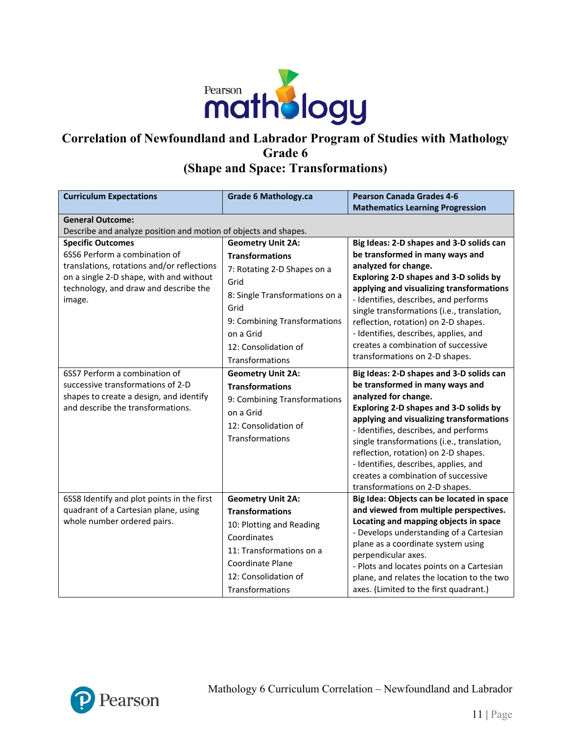# Correlation of Newfoundland and Labrador Program of Studies with Mathology Grade 6 (Shape and Space: Transformations)

| Curriculum Expectations | Grade 6 Mathology.ca | Pearson Canada Grades 4-6 Mathematics Learning Progression |
|---|---|---|
| **General Outcome:** Describe and analyze position and motion of objects and shapes. | | |
| **Specific Outcomes** 6SS6 Perform a combination of translations, rotations and/or reflections on a single 2-D shape, with and without technology, and draw and describe the image. | **Geometry Unit 2A: Transformations** 7: Rotating 2-D Shapes on a Grid 8: Single Transformations on a Grid 9: Combining Transformations on a Grid 12: Consolidation of Transformations | **Big Ideas: 2-D shapes and 3-D solids can be transformed in many ways and analyzed for change.** **Exploring 2-D shapes and 3-D solids by applying and visualizing transformations** - Identifies, describes, and performs single transformations (i.e., translation, reflection, rotation) on 2-D shapes. - Identifies, describes, applies, and creates a combination of successive transformations on 2-D shapes. |
| 6SS7 Perform a combination of successive transformations of 2-D shapes to create a design, and identify and describe the transformations. | **Geometry Unit 2A: Transformations** 9: Combining Transformations on a Grid 12: Consolidation of Transformations | **Big Ideas: 2-D shapes and 3-D solids can be transformed in many ways and analyzed for change.** **Exploring 2-D shapes and 3-D solids by applying and visualizing transformations** - Identifies, describes, and performs single transformations (i.e., translation, reflection, rotation) on 2-D shapes. - Identifies, describes, applies, and creates a combination of successive transformations on 2-D shapes. |
| 6SS8 Identify and plot points in the first quadrant of a Cartesian plane, using whole number ordered pairs. | **Geometry Unit 2A: Transformations** 10: Plotting and Reading Coordinates 11: Transformations on a Coordinate Plane 12: Consolidation of Transformations | **Big Idea: Objects can be located in space and viewed from multiple perspectives.** **Locating and mapping objects in space** - Develops understanding of a Cartesian plane as a coordinate system using perpendicular axes. - Plots and locates points on a Cartesian plane, and relates the location to the two axes. (Limited to the first quadrant.) |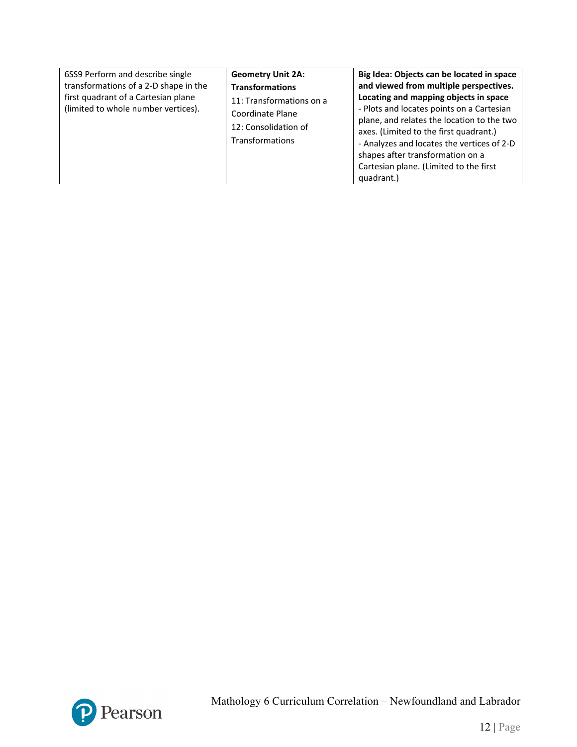| | | |
|---|---|---|
| 6SS9 Perform and describe single transformations of a 2-D shape in the first quadrant of a Cartesian plane (limited to whole number vertices). | **Geometry Unit 2A: Transformations**<br>11: Transformations on a Coordinate Plane<br>12: Consolidation of Transformations | **Big Idea: Objects can be located in space and viewed from multiple perspectives.**<br>**Locating and mapping objects in space**<br>- Plots and locates points on a Cartesian plane, and relates the location to the two axes. (Limited to the first quadrant.)<br>- Analyzes and locates the vertices of 2-D shapes after transformation on a Cartesian plane. (Limited to the first quadrant.) |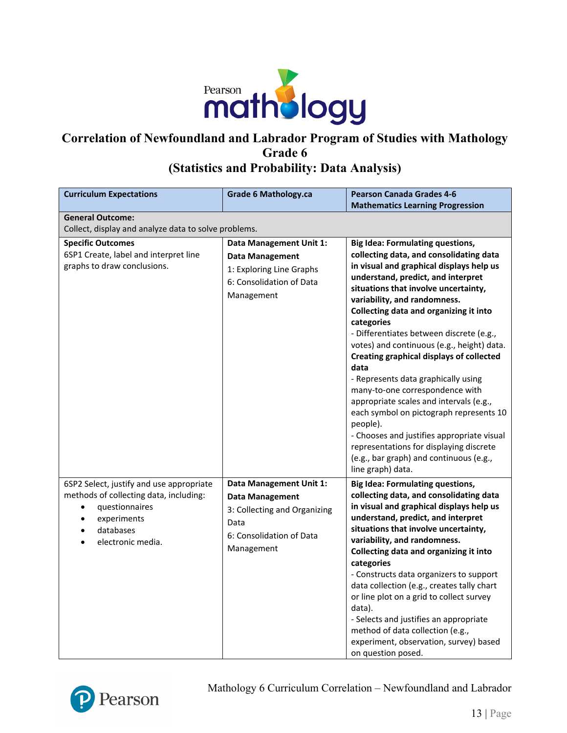# Correlation of Newfoundland and Labrador Program of Studies with Mathology Grade 6

## (Statistics and Probability: Data Analysis)

| Curriculum Expectations | Grade 6 Mathology.ca | Pearson Canada Grades 4-6 Mathematics Learning Progression |
|---|---|---|
| **General Outcome:**<br>Collect, display and analyze data to solve problems. | | |
| **Specific Outcomes**<br>6SP1 Create, label and interpret line graphs to draw conclusions. | **Data Management Unit 1: Data Management**<br>1: Exploring Line Graphs<br>6: Consolidation of Data Management | **Big Idea: Formulating questions, collecting data, and consolidating data in visual and graphical displays help us understand, predict, and interpret situations that involve uncertainty, variability, and randomness.**<br>**Collecting data and organizing it into categories**<br>- Differentiates between discrete (e.g., votes) and continuous (e.g., height) data.<br>**Creating graphical displays of collected data**<br>- Represents data graphically using many-to-one correspondence with appropriate scales and intervals (e.g., each symbol on pictograph represents 10 people).<br>- Chooses and justifies appropriate visual representations for displaying discrete (e.g., bar graph) and continuous (e.g., line graph) data. |
| 6SP2 Select, justify and use appropriate methods of collecting data, including:<br>• questionnaires<br>• experiments<br>• databases<br>• electronic media. | **Data Management Unit 1: Data Management**<br>3: Collecting and Organizing Data<br>6: Consolidation of Data Management | **Big Idea: Formulating questions, collecting data, and consolidating data in visual and graphical displays help us understand, predict, and interpret situations that involve uncertainty, variability, and randomness.**<br>**Collecting data and organizing it into categories**<br>- Constructs data organizers to support data collection (e.g., creates tally chart or line plot on a grid to collect survey data).<br>- Selects and justifies an appropriate method of data collection (e.g., experiment, observation, survey) based on question posed. |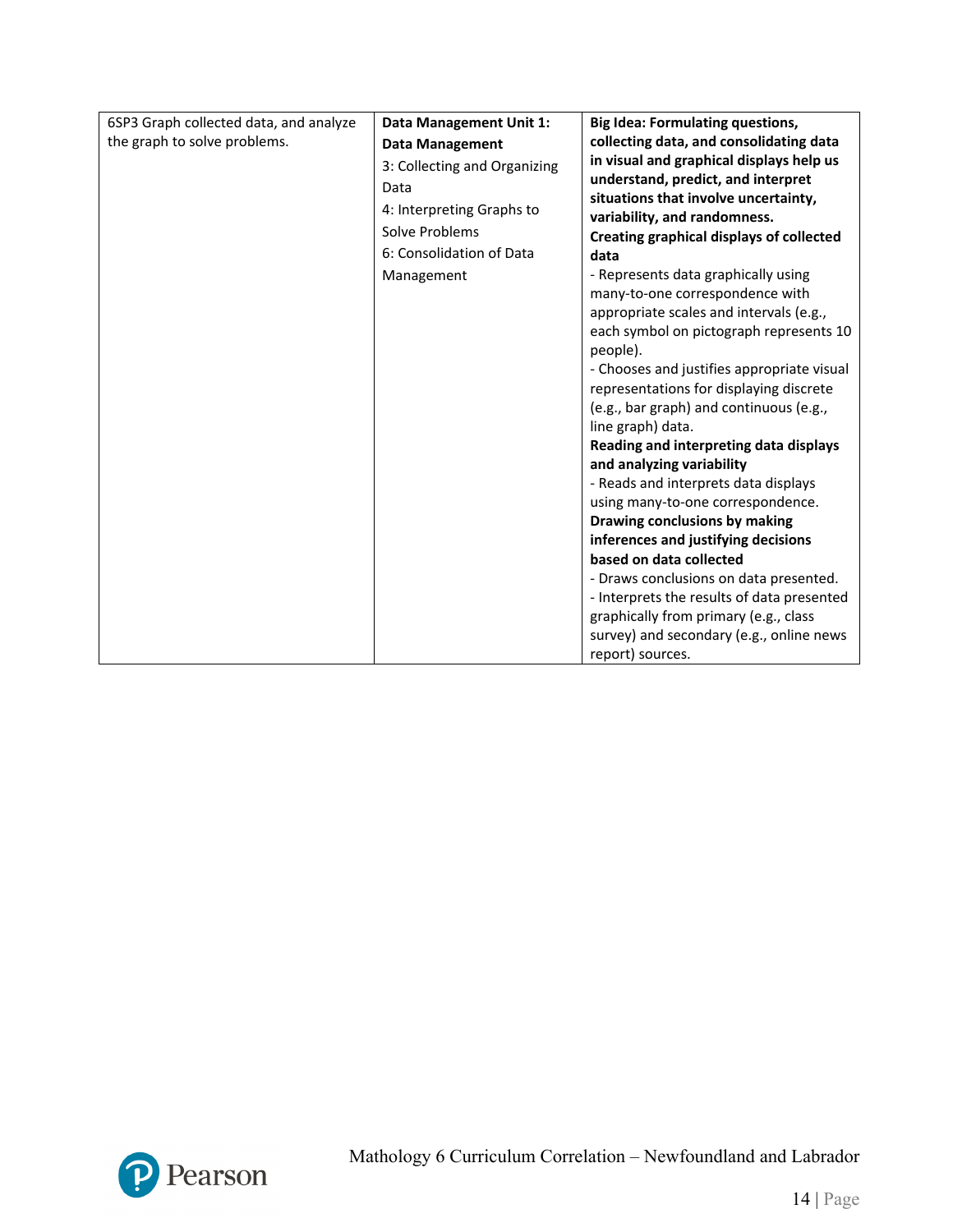| | | |
|---|---|---|
| 6SP3 Graph collected data, and analyze the graph to solve problems. | **Data Management Unit 1: Data Management**<br>3: Collecting and Organizing Data<br>4: Interpreting Graphs to Solve Problems<br>6: Consolidation of Data Management | **Big Idea: Formulating questions, collecting data, and consolidating data in visual and graphical displays help us understand, predict, and interpret situations that involve uncertainty, variability, and randomness.**<br>**Creating graphical displays of collected data**<br>- Represents data graphically using many-to-one correspondence with appropriate scales and intervals (e.g., each symbol on pictograph represents 10 people).<br>- Chooses and justifies appropriate visual representations for displaying discrete (e.g., bar graph) and continuous (e.g., line graph) data.<br>**Reading and interpreting data displays and analyzing variability**<br>- Reads and interprets data displays using many-to-one correspondence.<br>**Drawing conclusions by making inferences and justifying decisions based on data collected**<br>- Draws conclusions on data presented.<br>- Interprets the results of data presented graphically from primary (e.g., class survey) and secondary (e.g., online news report) sources. |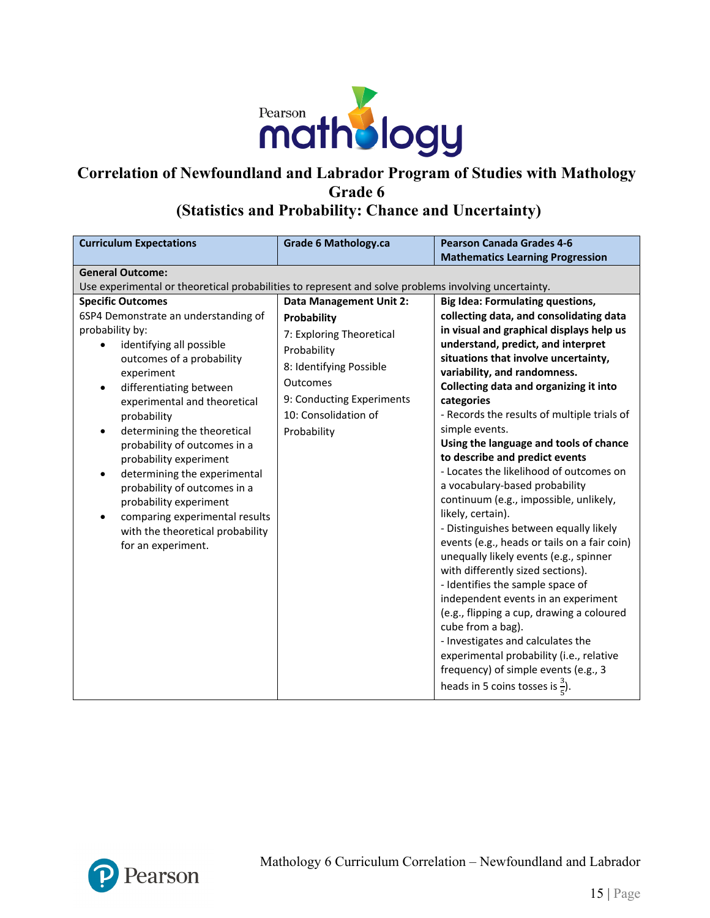# Correlation of Newfoundland and Labrador Program of Studies with Mathology Grade 6 (Statistics and Probability: Chance and Uncertainty)

| Curriculum Expectations | Grade 6 Mathology.ca | Pearson Canada Grades 4-6 Mathematics Learning Progression |
|---|---|---|
| **General Outcome:** Use experimental or theoretical probabilities to represent and solve problems involving uncertainty. | | |
| **Specific Outcomes**<br>6SP4 Demonstrate an understanding of probability by:<br>• identifying all possible outcomes of a probability experiment<br>• differentiating between experimental and theoretical probability<br>• determining the theoretical probability of outcomes in a probability experiment<br>• determining the experimental probability of outcomes in a probability experiment<br>• comparing experimental results with the theoretical probability for an experiment. | **Data Management Unit 2: Probability**<br>7: Exploring Theoretical Probability<br>8: Identifying Possible Outcomes<br>9: Conducting Experiments<br>10: Consolidation of Probability | **Big Idea: Formulating questions, collecting data, and consolidating data in visual and graphical displays help us understand, predict, and interpret situations that involve uncertainty, variability, and randomness.**<br>**Collecting data and organizing it into categories**<br>- Records the results of multiple trials of simple events.<br>**Using the language and tools of chance to describe and predict events**<br>- Locates the likelihood of outcomes on a vocabulary-based probability continuum (e.g., impossible, unlikely, likely, certain).<br>- Distinguishes between equally likely events (e.g., heads or tails on a fair coin) unequally likely events (e.g., spinner with differently sized sections).<br>- Identifies the sample space of independent events in an experiment (e.g., flipping a cup, drawing a coloured cube from a bag).<br>- Investigates and calculates the experimental probability (i.e., relative frequency) of simple events (e.g., 3 heads in 5 coins tosses is $\frac{3}{5}$). |